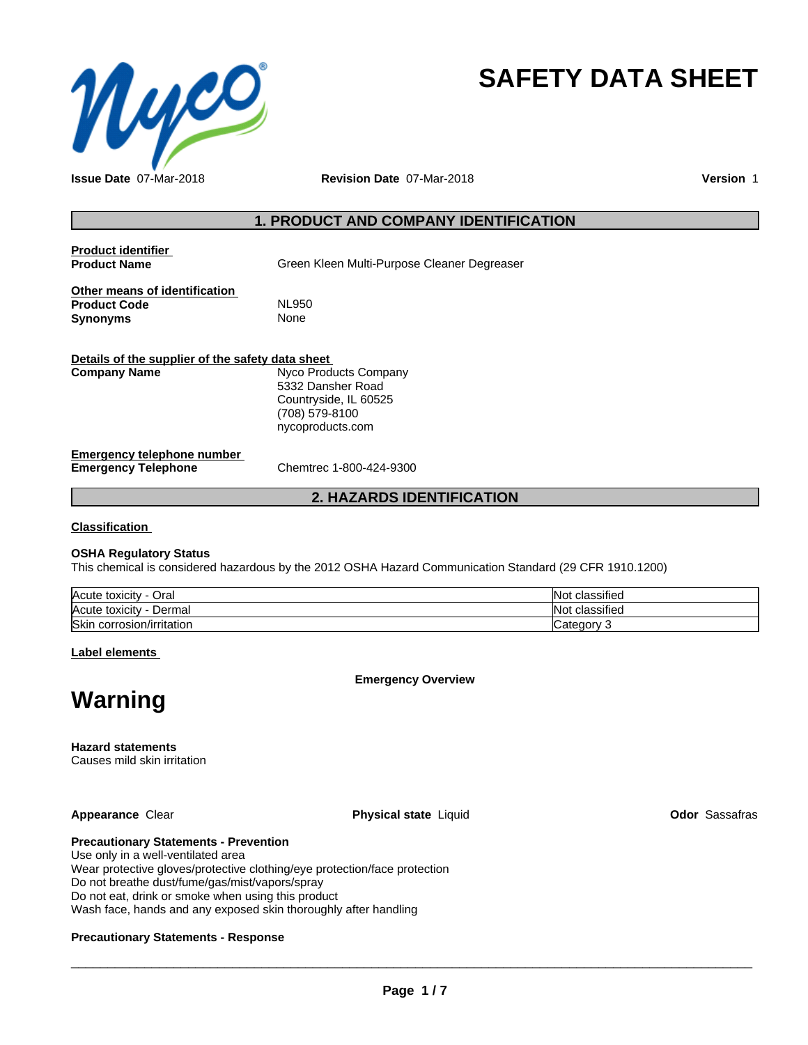# SAFETY DATA SHEET

**Issue Date** 07-Mar-2018 **Revision Date** 07-Mar-2018 **Version** 1

## 1. PRODUCT AND COMPANY IDENTIFICATION

**Product identifier**

**Product Name** Green Kleen Multi-Purpose Cleaner Degreaser

**Other means of identification**

**Product Code** NL950

**Synonyms** None

**Details of the supplier of the safety data sheet**

**Company Name**
Nyco Products Company
5332 Dansher Road
Countryside, IL 60525
(708) 579-8100
nycoproducts.com

**Emergency telephone number**

**Emergency Telephone** Chemtrec 1-800-424-9300

## 2. HAZARDS IDENTIFICATION

**Classification**

**OSHA Regulatory Status**

This chemical is considered hazardous by the 2012 OSHA Hazard Communication Standard (29 CFR 1910.1200)

| | |
|---|---|
| Acute toxicity - Oral | Not classified |
| Acute toxicity - Dermal | Not classified |
| Skin corrosion/irritation | Category 3 |

**Label elements**

**Emergency Overview**

# Warning

**Hazard statements**

Causes mild skin irritation

**Appearance** Clear **Physical state** Liquid **Odor** Sassafras

**Precautionary Statements - Prevention**

Use only in a well-ventilated area
Wear protective gloves/protective clothing/eye protection/face protection
Do not breathe dust/fume/gas/mist/vapors/spray
Do not eat, drink or smoke when using this product
Wash face, hands and any exposed skin thoroughly after handling

**Precautionary Statements - Response**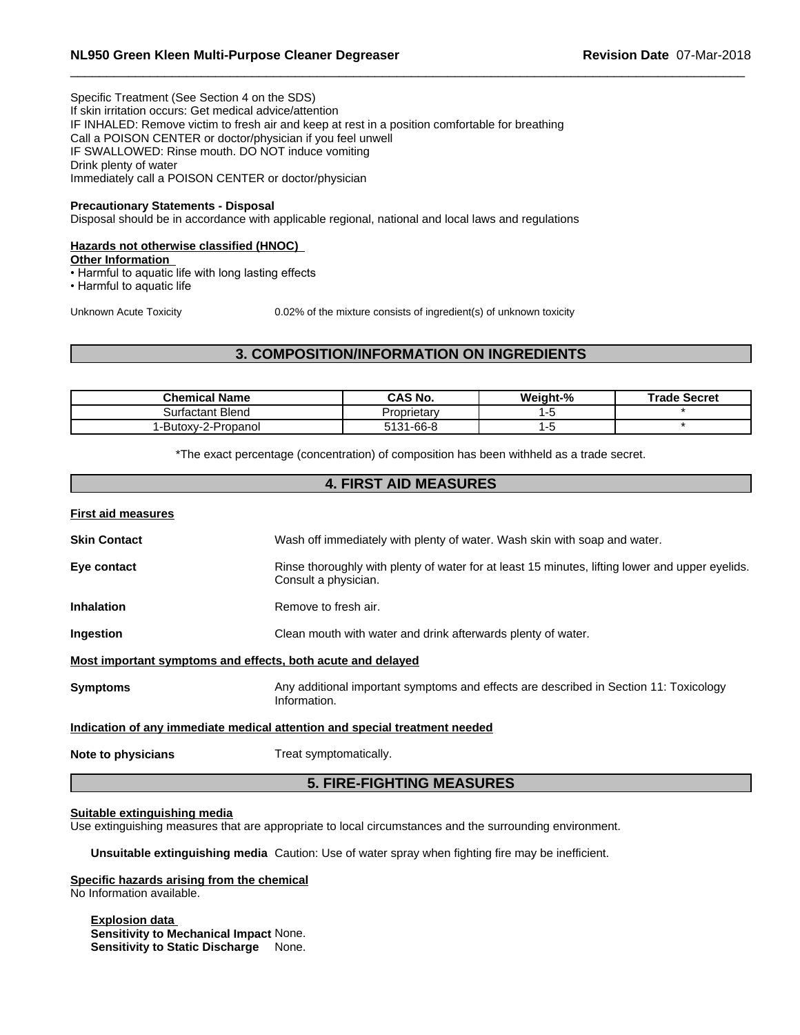Specific Treatment (See Section 4 on the SDS)
If skin irritation occurs: Get medical advice/attention
IF INHALED: Remove victim to fresh air and keep at rest in a position comfortable for breathing
Call a POISON CENTER or doctor/physician if you feel unwell
IF SWALLOWED: Rinse mouth. DO NOT induce vomiting
Drink plenty of water
Immediately call a POISON CENTER or doctor/physician

**Precautionary Statements - Disposal**
Disposal should be in accordance with applicable regional, national and local laws and regulations

**Hazards not otherwise classified (HNOC)**
**Other Information**
- Harmful to aquatic life with long lasting effects
- Harmful to aquatic life

Unknown Acute Toxicity    0.02% of the mixture consists of ingredient(s) of unknown toxicity

## 3. COMPOSITION/INFORMATION ON INGREDIENTS

| Chemical Name | CAS No. | Weight-% | Trade Secret |
|---|---|---|---|
| Surfactant Blend | Proprietary | 1-5 | * |
| 1-Butoxy-2-Propanol | 5131-66-8 | 1-5 | * |

*The exact percentage (concentration) of composition has been withheld as a trade secret.

## 4. FIRST AID MEASURES

**First aid measures**

**Skin Contact** Wash off immediately with plenty of water. Wash skin with soap and water.

**Eye contact** Rinse thoroughly with plenty of water for at least 15 minutes, lifting lower and upper eyelids. Consult a physician.

**Inhalation** Remove to fresh air.

**Ingestion** Clean mouth with water and drink afterwards plenty of water.

**Most important symptoms and effects, both acute and delayed**

**Symptoms** Any additional important symptoms and effects are described in Section 11: Toxicology Information.

**Indication of any immediate medical attention and special treatment needed**

**Note to physicians** Treat symptomatically.

## 5. FIRE-FIGHTING MEASURES

**Suitable extinguishing media**
Use extinguishing measures that are appropriate to local circumstances and the surrounding environment.

**Unsuitable extinguishing media** Caution: Use of water spray when fighting fire may be inefficient.

**Specific hazards arising from the chemical**
No Information available.

**Explosion data**
**Sensitivity to Mechanical Impact** None.
**Sensitivity to Static Discharge** None.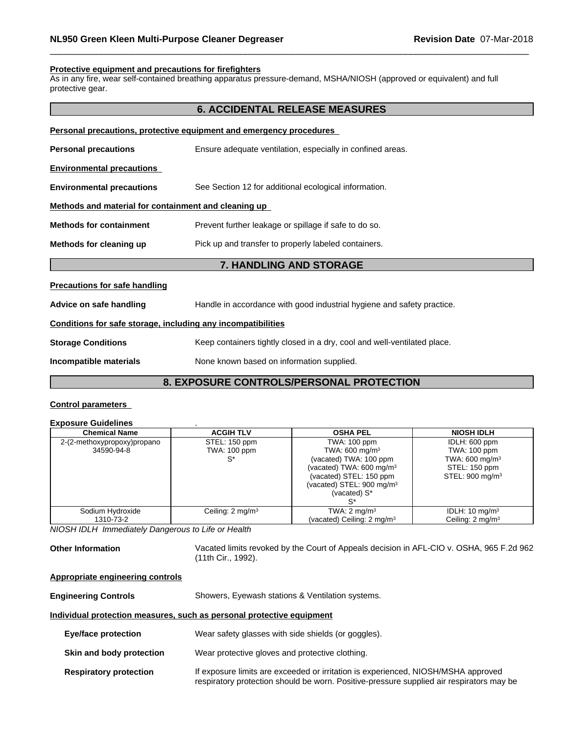**Protective equipment and precautions for firefighters**

As in any fire, wear self-contained breathing apparatus pressure-demand, MSHA/NIOSH (approved or equivalent) and full protective gear.

## 6. ACCIDENTAL RELEASE MEASURES

**Personal precautions, protective equipment and emergency procedures**

**Personal precautions** Ensure adequate ventilation, especially in confined areas.

**Environmental precautions**

**Environmental precautions** See Section 12 for additional ecological information.

**Methods and material for containment and cleaning up**

**Methods for containment** Prevent further leakage or spillage if safe to do so.

**Methods for cleaning up** Pick up and transfer to properly labeled containers.

## 7. HANDLING AND STORAGE

**Precautions for safe handling**

**Advice on safe handling** Handle in accordance with good industrial hygiene and safety practice.

**Conditions for safe storage, including any incompatibilities**

**Storage Conditions** Keep containers tightly closed in a dry, cool and well-ventilated place.

**Incompatible materials** None known based on information supplied.

## 8. EXPOSURE CONTROLS/PERSONAL PROTECTION

**Control parameters**

**Exposure Guidelines** .

| Chemical Name | ACGIH TLV | OSHA PEL | NIOSH IDLH |
|---|---|---|---|
| 2-(2-methoxypropoxy)propano 34590-94-8 | STEL: 150 ppm TWA: 100 ppm S* | TWA: 100 ppm TWA: 600 mg/m³ (vacated) TWA: 100 ppm (vacated) TWA: 600 mg/m³ (vacated) STEL: 150 ppm (vacated) STEL: 900 mg/m³ (vacated) S* S* | IDLH: 600 ppm TWA: 100 ppm TWA: 600 mg/m³ STEL: 150 ppm STEL: 900 mg/m³ |
| Sodium Hydroxide 1310-73-2 | Ceiling: 2 mg/m³ | TWA: 2 mg/m³ (vacated) Ceiling: 2 mg/m³ | IDLH: 10 mg/m³ Ceiling: 2 mg/m³ |

*NIOSH IDLH Immediately Dangerous to Life or Health*

**Other Information** Vacated limits revoked by the Court of Appeals decision in AFL-CIO v. OSHA, 965 F.2d 962 (11th Cir., 1992).

**Appropriate engineering controls**

**Engineering Controls** Showers, Eyewash stations & Ventilation systems.

**Individual protection measures, such as personal protective equipment**

**Eye/face protection** Wear safety glasses with side shields (or goggles).

**Skin and body protection** Wear protective gloves and protective clothing.

**Respiratory protection** If exposure limits are exceeded or irritation is experienced, NIOSH/MSHA approved respiratory protection should be worn. Positive-pressure supplied air respirators may be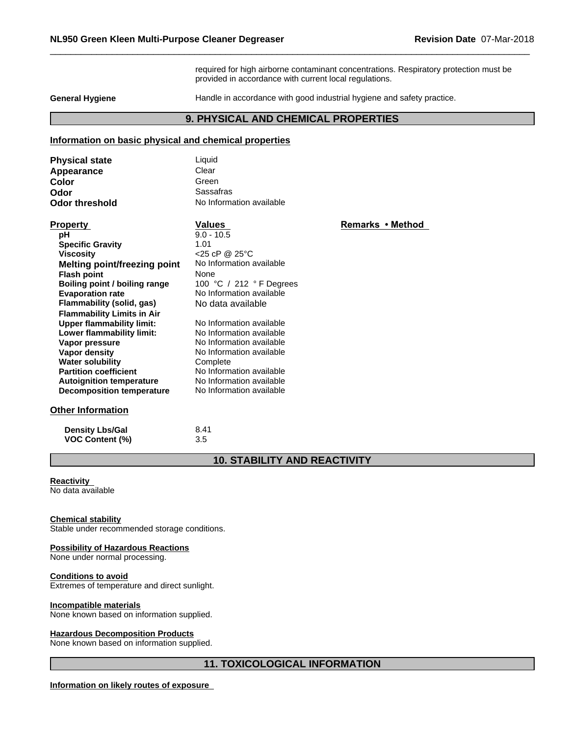required for high airborne contaminant concentrations. Respiratory protection must be provided in accordance with current local regulations.

**General Hygiene** Handle in accordance with good industrial hygiene and safety practice.

## 9. PHYSICAL AND CHEMICAL PROPERTIES

### Information on basic physical and chemical properties

| | |
|---|---|
| **Physical state** | Liquid |
| **Appearance** | Clear |
| **Color** | Green |
| **Odor** | Sassafras |
| **Odor threshold** | No Information available |

| Property | Values | Remarks • Method |
|---|---|---|
| **pH** | 9.0 - 10.5 | |
| **Specific Gravity** | 1.01 | |
| **Viscosity** | <25 cP @ 25°C | |
| **Melting point/freezing point** | No Information available | |
| **Flash point** | None | |
| **Boiling point / boiling range** | 100 °C / 212 ° F Degrees | |
| **Evaporation rate** | No Information available | |
| **Flammability (solid, gas)** | No data available | |
| **Flammability Limits in Air** | | |
| **Upper flammability limit:** | No Information available | |
| **Lower flammability limit:** | No Information available | |
| **Vapor pressure** | No Information available | |
| **Vapor density** | No Information available | |
| **Water solubility** | Complete | |
| **Partition coefficient** | No Information available | |
| **Autoignition temperature** | No Information available | |
| **Decomposition temperature** | No Information available | |

### Other Information

| | |
|---|---|
| **Density Lbs/Gal** | 8.41 |
| **VOC Content (%)** | 3.5 |

## 10. STABILITY AND REACTIVITY

**Reactivity**
No data available

**Chemical stability**
Stable under recommended storage conditions.

**Possibility of Hazardous Reactions**
None under normal processing.

**Conditions to avoid**
Extremes of temperature and direct sunlight.

**Incompatible materials**
None known based on information supplied.

**Hazardous Decomposition Products**
None known based on information supplied.

## 11. TOXICOLOGICAL INFORMATION

**Information on likely routes of exposure**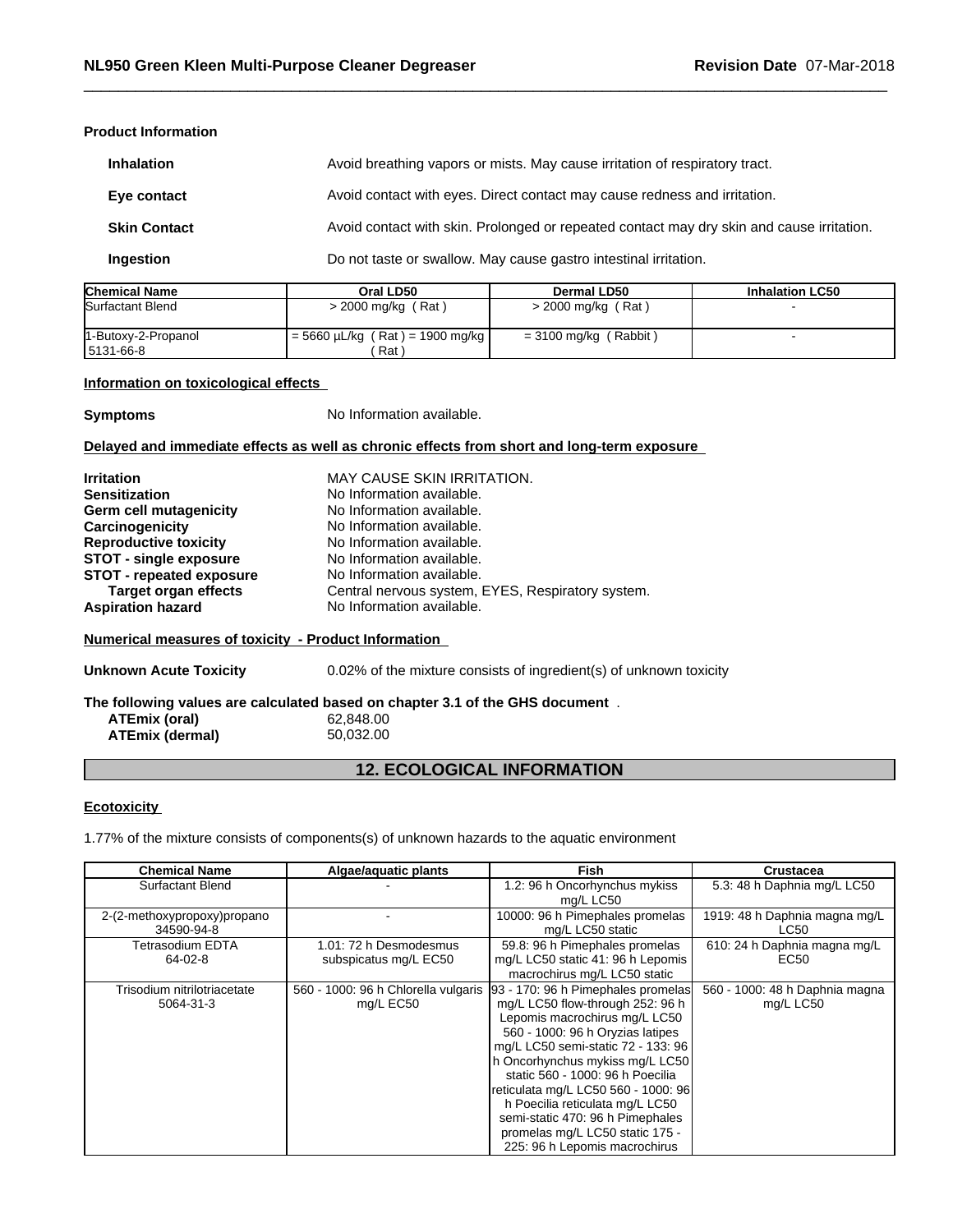**Product Information**

| | |
|---|---|
| **Inhalation** | Avoid breathing vapors or mists. May cause irritation of respiratory tract. |
| **Eye contact** | Avoid contact with eyes. Direct contact may cause redness and irritation. |
| **Skin Contact** | Avoid contact with skin. Prolonged or repeated contact may dry skin and cause irritation. |
| **Ingestion** | Do not taste or swallow. May cause gastro intestinal irritation. |

| Chemical Name | Oral LD50 | Dermal LD50 | Inhalation LC50 |
|---|---|---|---|
| Surfactant Blend | > 2000 mg/kg ( Rat ) | > 2000 mg/kg ( Rat ) | - |
| 1-Butoxy-2-Propanol<br>5131-66-8 | = 5660 µL/kg ( Rat ) = 1900 mg/kg ( Rat ) | = 3100 mg/kg ( Rabbit ) | - |

**Information on toxicological effects**

**Symptoms** No Information available.

**Delayed and immediate effects as well as chronic effects from short and long-term exposure**

| | |
|---|---|
| **Irritation** | MAY CAUSE SKIN IRRITATION. |
| **Sensitization** | No Information available. |
| **Germ cell mutagenicity** | No Information available. |
| **Carcinogenicity** | No Information available. |
| **Reproductive toxicity** | No Information available. |
| **STOT - single exposure** | No Information available. |
| **STOT - repeated exposure** | No Information available. |
| **Target organ effects** | Central nervous system, EYES, Respiratory system. |
| **Aspiration hazard** | No Information available. |

**Numerical measures of toxicity - Product Information**

**Unknown Acute Toxicity** 0.02% of the mixture consists of ingredient(s) of unknown toxicity

**The following values are calculated based on chapter 3.1 of the GHS document** .

**ATEmix (oral)** 62,848.00
**ATEmix (dermal)** 50,032.00

## 12. ECOLOGICAL INFORMATION

**Ecotoxicity**

1.77% of the mixture consists of components(s) of unknown hazards to the aquatic environment

| Chemical Name | Algae/aquatic plants | Fish | Crustacea |
|---|---|---|---|
| Surfactant Blend | - | 1.2: 96 h Oncorhynchus mykiss mg/L LC50 | 5.3: 48 h Daphnia mg/L LC50 |
| 2-(2-methoxypropoxy)propano<br>34590-94-8 | - | 10000: 96 h Pimephales promelas mg/L LC50 static | 1919: 48 h Daphnia magna mg/L LC50 |
| Tetrasodium EDTA<br>64-02-8 | 1.01: 72 h Desmodesmus subspicatus mg/L EC50 | 59.8: 96 h Pimephales promelas mg/L LC50 static 41: 96 h Lepomis macrochirus mg/L LC50 static | 610: 24 h Daphnia magna mg/L EC50 |
| Trisodium nitrilotriacetate<br>5064-31-3 | 560 - 1000: 96 h Chlorella vulgaris mg/L EC50 | 93 - 170: 96 h Pimephales promelas mg/L LC50 flow-through 252: 96 h Lepomis macrochirus mg/L LC50 560 - 1000: 96 h Oryzias latipes mg/L LC50 semi-static 72 - 133: 96 h Oncorhynchus mykiss mg/L LC50 static 560 - 1000: 96 h Poecilia reticulata mg/L LC50 560 - 1000: 96 h Poecilia reticulata mg/L LC50 semi-static 470: 96 h Pimephales promelas mg/L LC50 static 175 - 225: 96 h Lepomis macrochirus | 560 - 1000: 48 h Daphnia magna mg/L LC50 |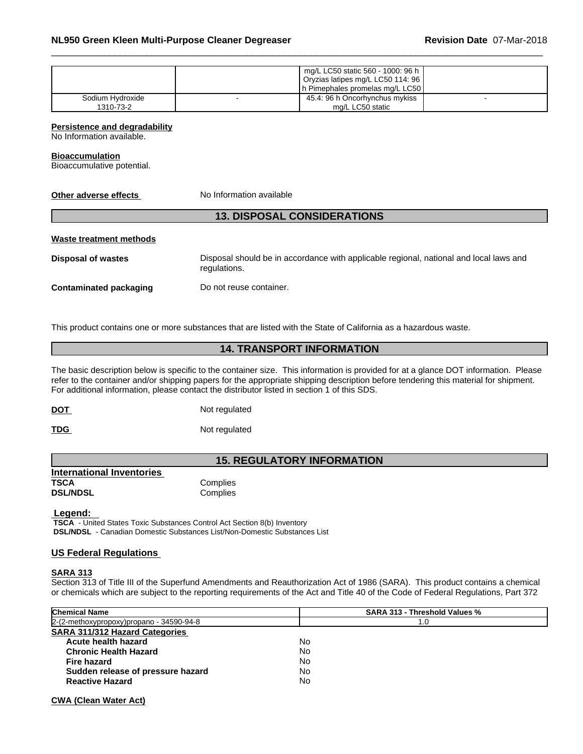| | | mg/L LC50 static 560 - 1000: 96 h Oryzias latipes mg/L LC50 114: 96 h Pimephales promelas mg/L LC50 | |
|---|---|---|---|
| Sodium Hydroxide 1310-73-2 | - | 45.4: 96 h Oncorhynchus mykiss mg/L LC50 static | - |

**Persistence and degradability**
No Information available.

**Bioaccumulation**
Bioaccumulative potential.

**Other adverse effects** No Information available

## 13. DISPOSAL CONSIDERATIONS

**Waste treatment methods**

**Disposal of wastes** Disposal should be in accordance with applicable regional, national and local laws and regulations.

**Contaminated packaging** Do not reuse container.

This product contains one or more substances that are listed with the State of California as a hazardous waste.

## 14. TRANSPORT INFORMATION

The basic description below is specific to the container size. This information is provided for at a glance DOT information. Please refer to the container and/or shipping papers for the appropriate shipping description before tendering this material for shipment. For additional information, please contact the distributor listed in section 1 of this SDS.

**DOT** Not regulated

**TDG** Not regulated

## 15. REGULATORY INFORMATION

**International Inventories**
**TSCA** Complies
**DSL/NDSL** Complies

**Legend:**
**TSCA** - United States Toxic Substances Control Act Section 8(b) Inventory
**DSL/NDSL** - Canadian Domestic Substances List/Non-Domestic Substances List

**US Federal Regulations**

**SARA 313**
Section 313 of Title III of the Superfund Amendments and Reauthorization Act of 1986 (SARA). This product contains a chemical or chemicals which are subject to the reporting requirements of the Act and Title 40 of the Code of Federal Regulations, Part 372

| Chemical Name | SARA 313 - Threshold Values % |
|---|---|
| 2-(2-methoxypropoxy)propano - 34590-94-8 | 1.0 |

**SARA 311/312 Hazard Categories**

| | |
|---|---|
| **Acute health hazard** | No |
| **Chronic Health Hazard** | No |
| **Fire hazard** | No |
| **Sudden release of pressure hazard** | No |
| **Reactive Hazard** | No |

**CWA (Clean Water Act)**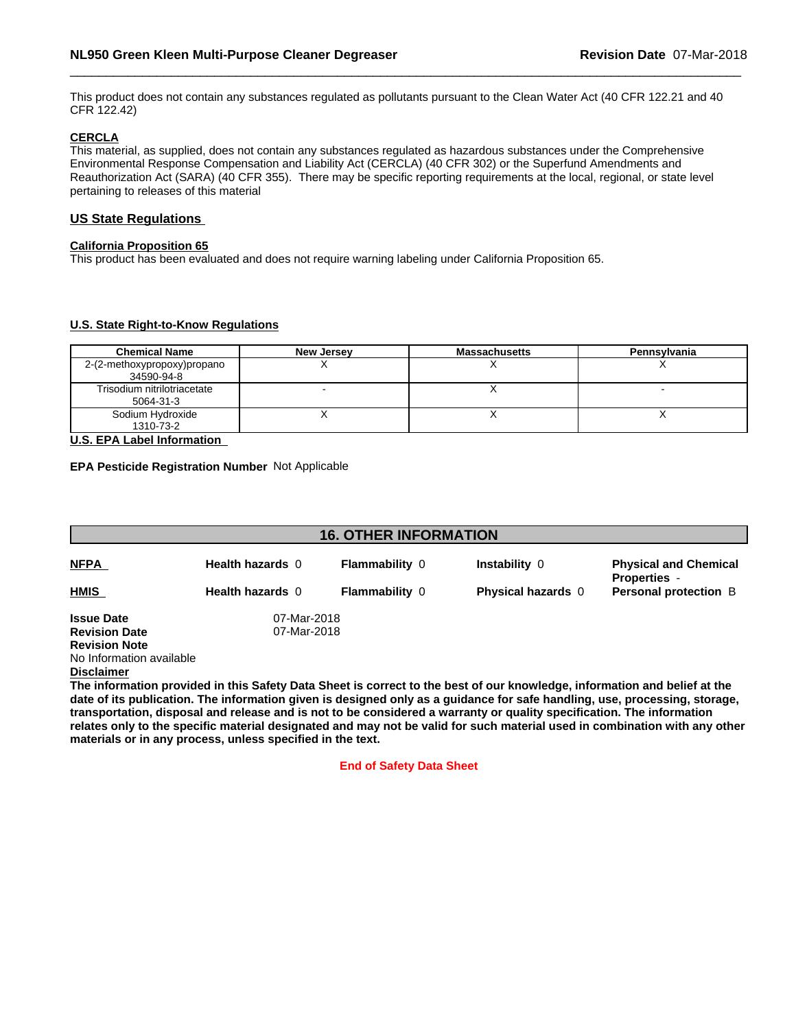This product does not contain any substances regulated as pollutants pursuant to the Clean Water Act (40 CFR 122.21 and 40 CFR 122.42)

**CERCLA**

This material, as supplied, does not contain any substances regulated as hazardous substances under the Comprehensive Environmental Response Compensation and Liability Act (CERCLA) (40 CFR 302) or the Superfund Amendments and Reauthorization Act (SARA) (40 CFR 355). There may be specific reporting requirements at the local, regional, or state level pertaining to releases of this material

## US State Regulations

**California Proposition 65**

This product has been evaluated and does not require warning labeling under California Proposition 65.

**U.S. State Right-to-Know Regulations**

| Chemical Name | New Jersey | Massachusetts | Pennsylvania |
|---|---|---|---|
| 2-(2-methoxypropoxy)propano<br>34590-94-8 | X | X | X |
| Trisodium nitrilotriacetate<br>5064-31-3 | - | X | - |
| Sodium Hydroxide<br>1310-73-2 | X | X | X |

**U.S. EPA Label Information**

**EPA Pesticide Registration Number** Not Applicable

## 16. OTHER INFORMATION

| | | | | |
|---|---|---|---|---|
| **NFPA** | **Health hazards** 0 | **Flammability** 0 | **Instability** 0 | **Physical and Chemical Properties** - |
| **HMIS** | **Health hazards** 0 | **Flammability** 0 | **Physical hazards** 0 | **Personal protection** B |

**Issue Date** 07-Mar-2018

**Revision Date** 07-Mar-2018

**Revision Note**

No Information available

**Disclaimer**

**The information provided in this Safety Data Sheet is correct to the best of our knowledge, information and belief at the date of its publication. The information given is designed only as a guidance for safe handling, use, processing, storage, transportation, disposal and release and is not to be considered a warranty or quality specification. The information relates only to the specific material designated and may not be valid for such material used in combination with any other materials or in any process, unless specified in the text.**

**End of Safety Data Sheet**